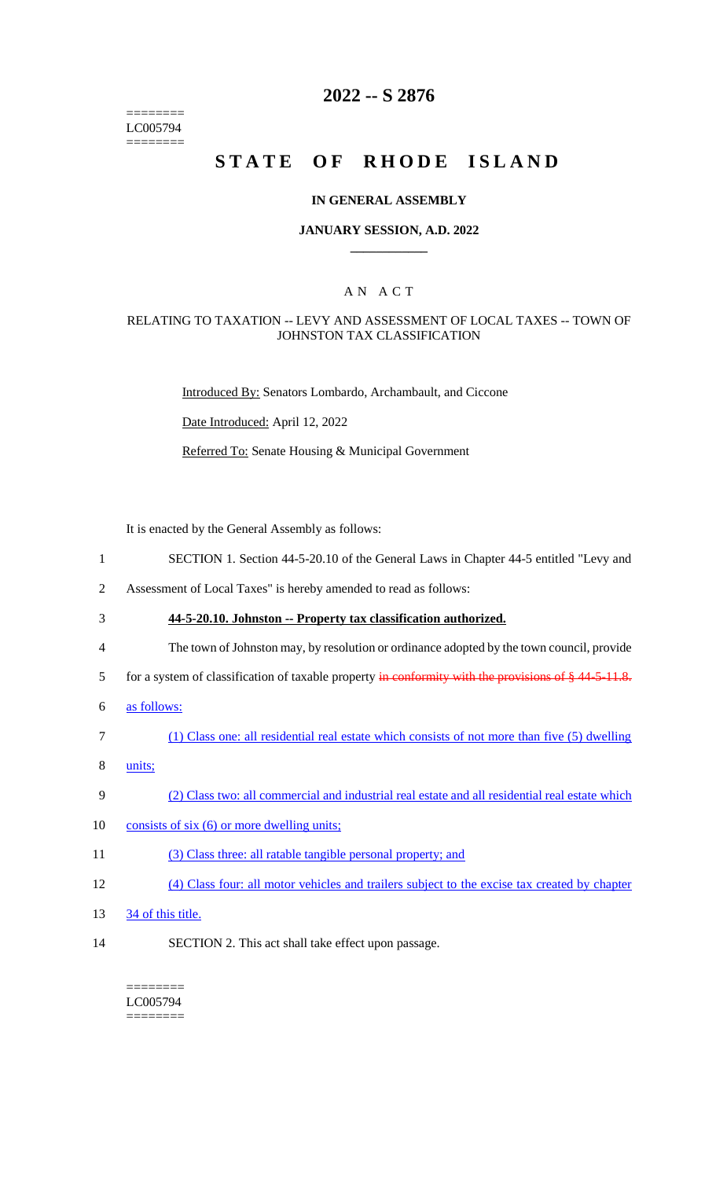========
LC005794
========

# 2022 -- S 2876

# STATE OF RHODE ISLAND

### IN GENERAL ASSEMBLY

### JANUARY SESSION, A.D. 2022

____________

## A N A C T

### RELATING TO TAXATION -- LEVY AND ASSESSMENT OF LOCAL TAXES -- TOWN OF JOHNSTON TAX CLASSIFICATION

Introduced By: Senators Lombardo, Archambault, and Ciccone

Date Introduced: April 12, 2022

Referred To: Senate Housing & Municipal Government

It is enacted by the General Assembly as follows:

1 SECTION 1. Section 44-5-20.10 of the General Laws in Chapter 44-5 entitled "Levy and

2 Assessment of Local Taxes" is hereby amended to read as follows:

3 **44-5-20.10. Johnston -- Property tax classification authorized.**

4 The town of Johnston may, by resolution or ordinance adopted by the town council, provide

5 for a system of classification of taxable property ~~in conformity with the provisions of § 44-5-11.8.~~

6 as follows:

7 (1) Class one: all residential real estate which consists of not more than five (5) dwelling

8 units;

9 (2) Class two: all commercial and industrial real estate and all residential real estate which

10 consists of six (6) or more dwelling units;

11 (3) Class three: all ratable tangible personal property; and

12 (4) Class four: all motor vehicles and trailers subject to the excise tax created by chapter

13 34 of this title.

14 SECTION 2. This act shall take effect upon passage.

========
LC005794
========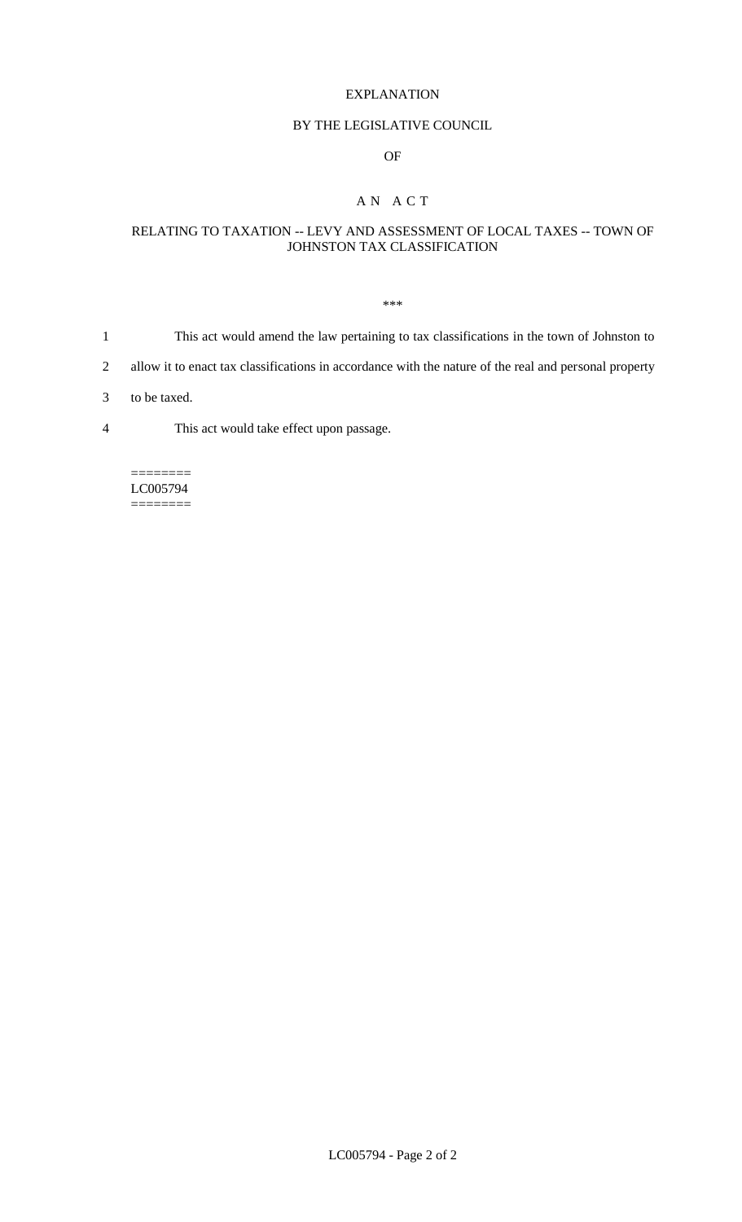EXPLANATION

BY THE LEGISLATIVE COUNCIL

OF

A N A C T

RELATING TO TAXATION -- LEVY AND ASSESSMENT OF LOCAL TAXES -- TOWN OF JOHNSTON TAX CLASSIFICATION

\*\*\*

1 This act would amend the law pertaining to tax classifications in the town of Johnston to
2 allow it to enact tax classifications in accordance with the nature of the real and personal property
3 to be taxed.
4 This act would take effect upon passage.

========
LC005794
========